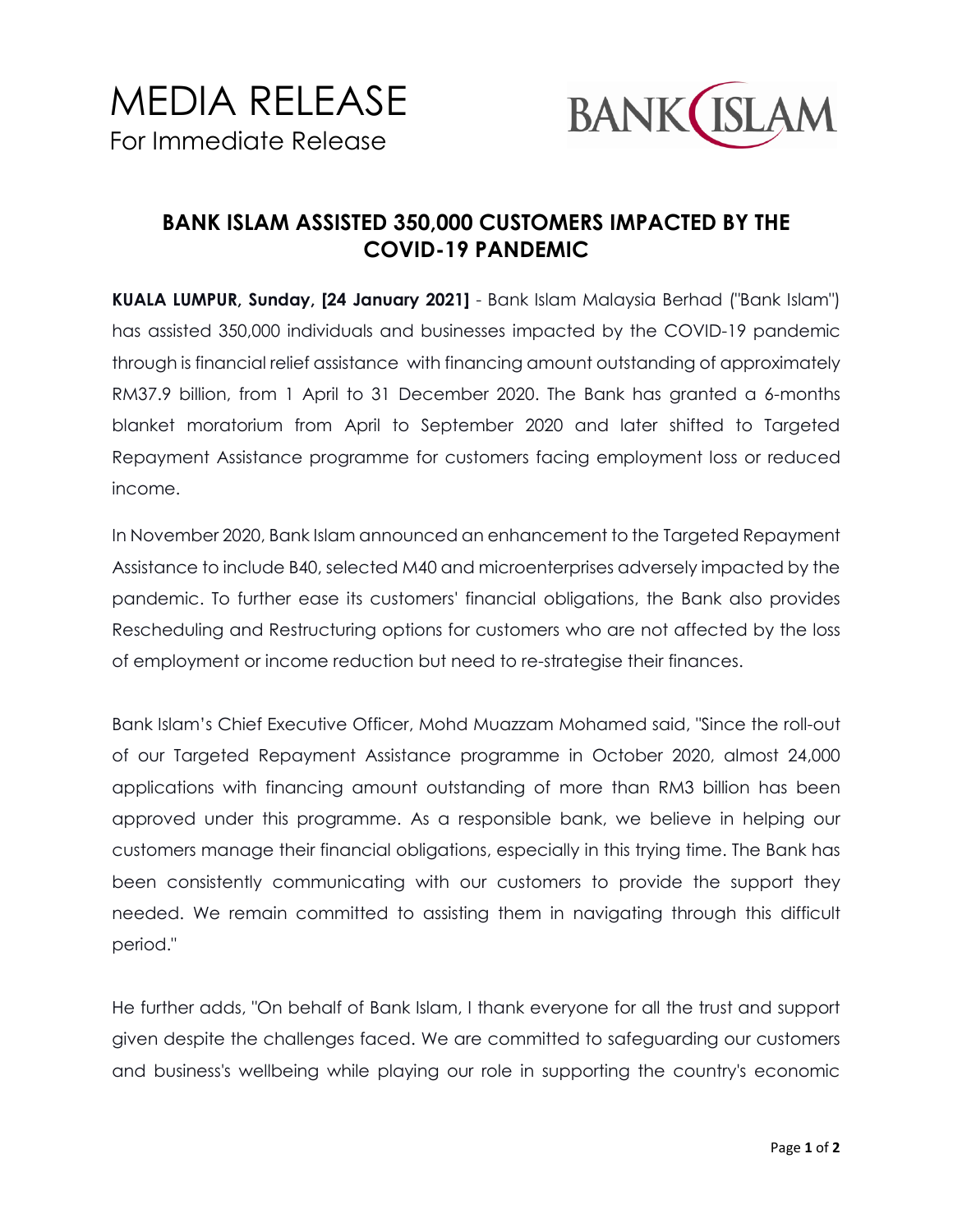# MEDIA RELEASE

For Immediate Release

BANK ISLAM

## BANK ISLAM ASSISTED 350,000 CUSTOMERS IMPACTED BY THE COVID-19 PANDEMIC

**KUALA LUMPUR, Sunday, [24 January 2021]** - Bank Islam Malaysia Berhad ("Bank Islam") has assisted 350,000 individuals and businesses impacted by the COVID-19 pandemic through is financial relief assistance with financing amount outstanding of approximately RM37.9 billion, from 1 April to 31 December 2020. The Bank has granted a 6-months blanket moratorium from April to September 2020 and later shifted to Targeted Repayment Assistance programme for customers facing employment loss or reduced income.

In November 2020, Bank Islam announced an enhancement to the Targeted Repayment Assistance to include B40, selected M40 and microenterprises adversely impacted by the pandemic. To further ease its customers' financial obligations, the Bank also provides Rescheduling and Restructuring options for customers who are not affected by the loss of employment or income reduction but need to re-strategise their finances.

Bank Islam's Chief Executive Officer, Mohd Muazzam Mohamed said, "Since the roll-out of our Targeted Repayment Assistance programme in October 2020, almost 24,000 applications with financing amount outstanding of more than RM3 billion has been approved under this programme. As a responsible bank, we believe in helping our customers manage their financial obligations, especially in this trying time. The Bank has been consistently communicating with our customers to provide the support they needed. We remain committed to assisting them in navigating through this difficult period."

He further adds, "On behalf of Bank Islam, I thank everyone for all the trust and support given despite the challenges faced. We are committed to safeguarding our customers and business's wellbeing while playing our role in supporting the country's economic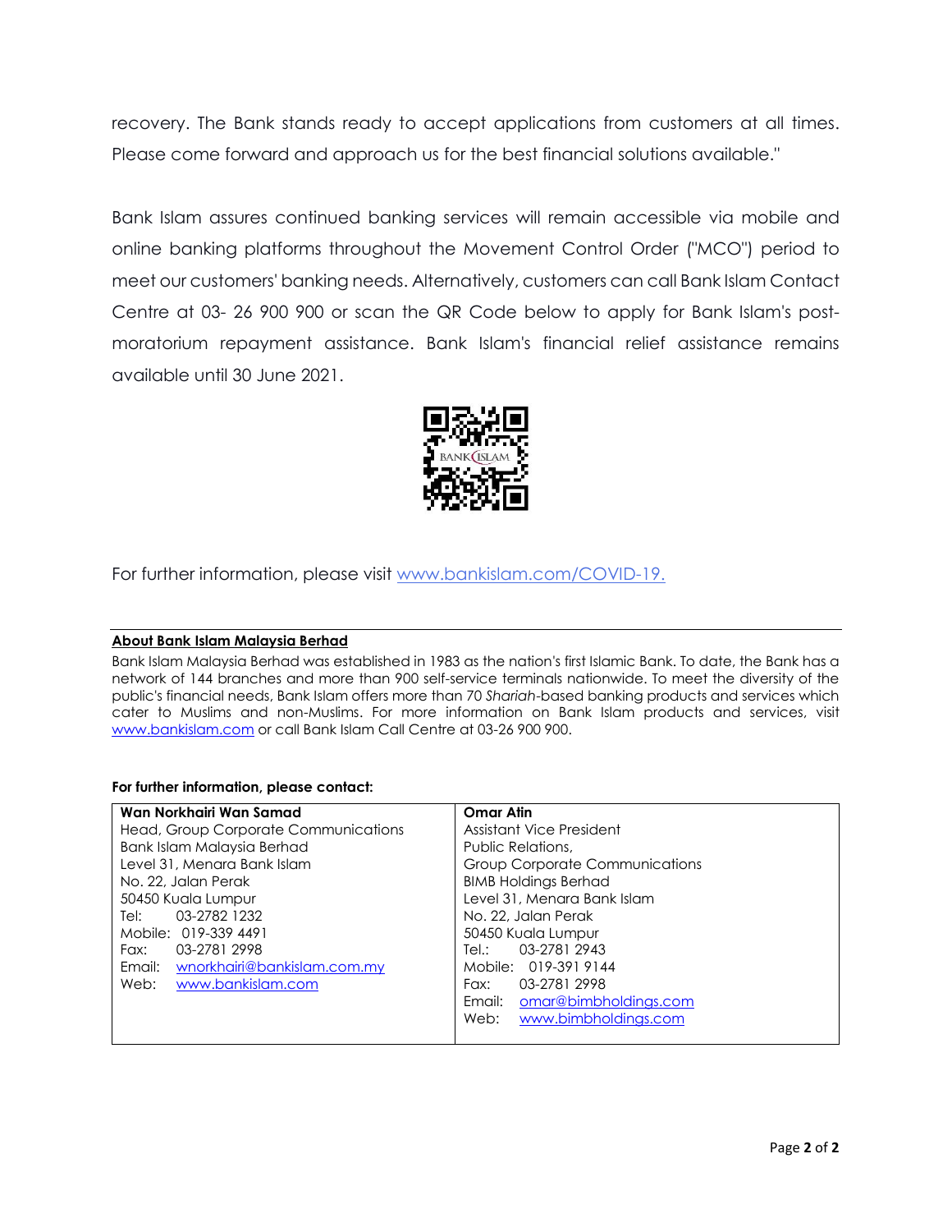recovery. The Bank stands ready to accept applications from customers at all times. Please come forward and approach us for the best financial solutions available."

Bank Islam assures continued banking services will remain accessible via mobile and online banking platforms throughout the Movement Control Order ("MCO") period to meet our customers' banking needs. Alternatively, customers can call Bank Islam Contact Centre at 03- 26 900 900 or scan the QR Code below to apply for Bank Islam's post-moratorium repayment assistance. Bank Islam's financial relief assistance remains available until 30 June 2021.

For further information, please visit www.bankislam.com/COVID-19.

**About Bank Islam Malaysia Berhad**

Bank Islam Malaysia Berhad was established in 1983 as the nation's first Islamic Bank. To date, the Bank has a network of 144 branches and more than 900 self-service terminals nationwide. To meet the diversity of the public's financial needs, Bank Islam offers more than 70 *Shariah*-based banking products and services which cater to Muslims and non-Muslims. For more information on Bank Islam products and services, visit www.bankislam.com or call Bank Islam Call Centre at 03-26 900 900.

**For further information, please contact:**

| | |
|---|---|
| **Wan Norkhairi Wan Samad**<br>Head, Group Corporate Communications<br>Bank Islam Malaysia Berhad<br>Level 31, Menara Bank Islam<br>No. 22, Jalan Perak<br>50450 Kuala Lumpur<br>Tel: 03-2782 1232<br>Mobile: 019-339 4491<br>Fax: 03-2781 2998<br>Email: wnorkhairi@bankislam.com.my<br>Web: www.bankislam.com | **Omar Atin**<br>Assistant Vice President<br>Public Relations,<br>Group Corporate Communications<br>BIMB Holdings Berhad<br>Level 31, Menara Bank Islam<br>No. 22, Jalan Perak<br>50450 Kuala Lumpur<br>Tel.: 03-2781 2943<br>Mobile: 019-391 9144<br>Fax: 03-2781 2998<br>Email: omar@bimbholdings.com<br>Web: www.bimbholdings.com |